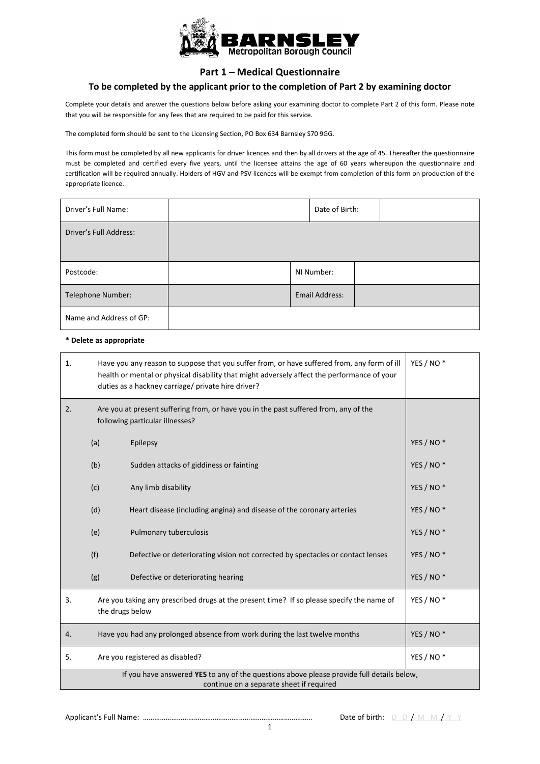**BARNSLEY**
Metropolitan Borough Council

## Part 1 – Medical Questionnaire

### To be completed by the applicant prior to the completion of Part 2 by examining doctor

Complete your details and answer the questions below before asking your examining doctor to complete Part 2 of this form. Please note that you will be responsible for any fees that are required to be paid for this service.

The completed form should be sent to the Licensing Section, PO Box 634 Barnsley S70 9GG.

This form must be completed by all new applicants for driver licences and then by all drivers at the age of 45. Thereafter the questionnaire must be completed and certified every five years, until the licensee attains the age of 60 years whereupon the questionnaire and certification will be required annually. Holders of HGV and PSV licences will be exempt from completion of this form on production of the appropriate licence.

| | | | |
|---|---|---|---|
| Driver's Full Name: | | Date of Birth: | |
| Driver's Full Address: | | | |
| Postcode: | | NI Number: | |
| Telephone Number: | | Email Address: | |
| Name and Address of GP: | | | |

**\* Delete as appropriate**

| | | |
|---|---|---|
| 1. | Have you any reason to suppose that you suffer from, or have suffered from, any form of ill health or mental or physical disability that might adversely affect the performance of your duties as a hackney carriage/ private hire driver? | YES / NO * |
| 2. | Are you at present suffering from, or have you in the past suffered from, any of the following particular illnesses? | |
| | (a) Epilepsy | YES / NO * |
| | (b) Sudden attacks of giddiness or fainting | YES / NO * |
| | (c) Any limb disability | YES / NO * |
| | (d) Heart disease (including angina) and disease of the coronary arteries | YES / NO * |
| | (e) Pulmonary tuberculosis | YES / NO * |
| | (f) Defective or deteriorating vision not corrected by spectacles or contact lenses | YES / NO * |
| | (g) Defective or deteriorating hearing | YES / NO * |
| 3. | Are you taking any prescribed drugs at the present time? If so please specify the name of the drugs below | YES / NO * |
| 4. | Have you had any prolonged absence from work during the last twelve months | YES / NO * |
| 5. | Are you registered as disabled? | YES / NO * |
| | If you have answered **YES** to any of the questions above please provide full details below, continue on a separate sheet if required | |

Applicant's Full Name: ………………………………………………………………………………… Date of birth: D D / M M / Y Y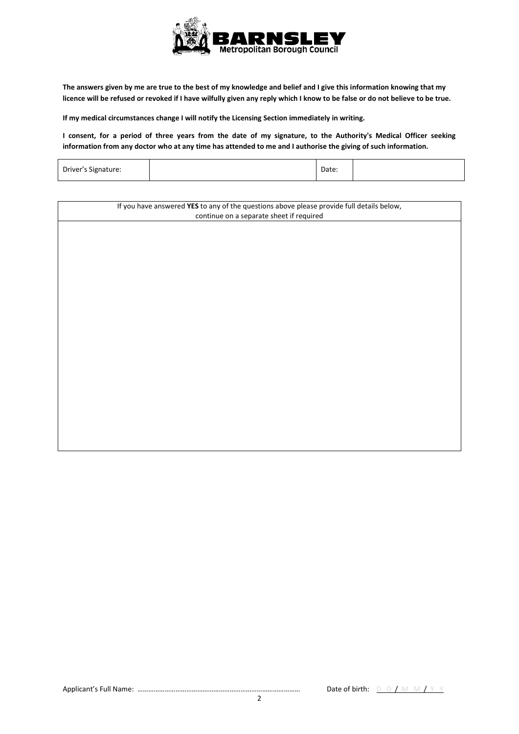**The answers given by me are true to the best of my knowledge and belief and I give this information knowing that my licence will be refused or revoked if I have wilfully given any reply which I know to be false or do not believe to be true.**

**If my medical circumstances change I will notify the Licensing Section immediately in writing.**

**I consent, for a period of three years from the date of my signature, to the Authority's Medical Officer seeking information from any doctor who at any time has attended to me and I authorise the giving of such information.**

| Driver's Signature: | | Date: | |
|---|---|---|---|

| If you have answered **YES** to any of the questions above please provide full details below, continue on a separate sheet if required |
|---|
| |

Applicant's Full Name: ……………………………………………………………………………… Date of birth: D D / M M / Y Y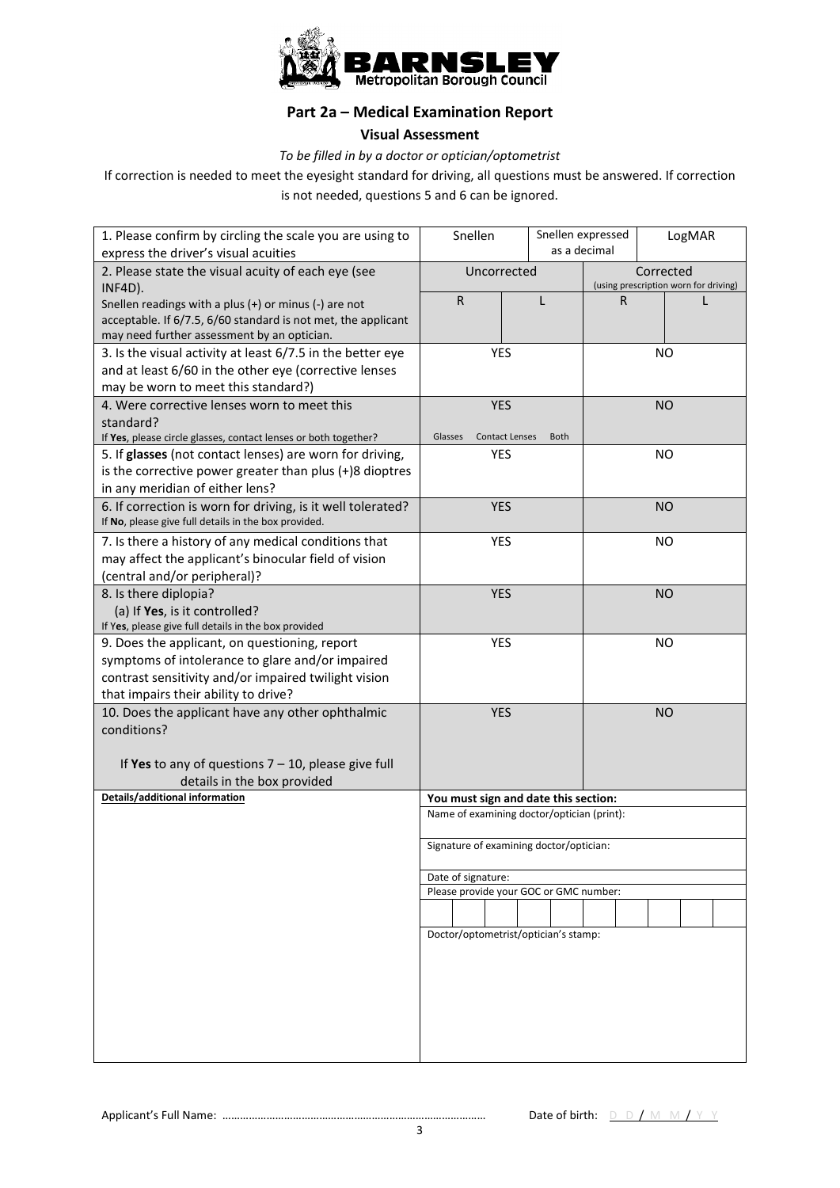## Part 2a – Medical Examination Report

### Visual Assessment

*To be filled in by a doctor or optician/optometrist*

If correction is needed to meet the eyesight standard for driving, all questions must be answered. If correction is not needed, questions 5 and 6 can be ignored.

| Question | | | | |
|---|---|---|---|---|
| 1. Please confirm by circling the scale you are using to express the driver's visual acuities | Snellen | Snellen expressed as a decimal | LogMAR | |
| 2. Please state the visual acuity of each eye (see INF4D). Snellen readings with a plus (+) or minus (-) are not acceptable. If 6/7.5, 6/60 standard is not met, the applicant may need further assessment by an optician. | Uncorrected | | Corrected (using prescription worn for driving) | |
| | R | L | R | L |
| 3. Is the visual activity at least 6/7.5 in the better eye and at least 6/60 in the other eye (corrective lenses may be worn to meet this standard?) | YES | | NO | |
| 4. Were corrective lenses worn to meet this standard? If **Yes**, please circle glasses, contact lenses or both together? | YES (Glasses / Contact Lenses / Both) | | NO | |
| 5. If **glasses** (not contact lenses) are worn for driving, is the corrective power greater than plus (+)8 dioptres in any meridian of either lens? | YES | | NO | |
| 6. If correction is worn for driving, is it well tolerated? If **No**, please give full details in the box provided. | YES | | NO | |
| 7. Is there a history of any medical conditions that may affect the applicant's binocular field of vision (central and/or peripheral)? | YES | | NO | |
| 8. Is there diplopia? (a) If **Yes**, is it controlled? If **Yes**, please give full details in the box provided | YES | | NO | |
| 9. Does the applicant, on questioning, report symptoms of intolerance to glare and/or impaired contrast sensitivity and/or impaired twilight vision that impairs their ability to drive? | YES | | NO | |
| 10. Does the applicant have any other ophthalmic conditions? If **Yes** to any of questions 7 – 10, please give full details in the box provided | YES | | NO | |

| Details/additional information | You must sign and date this section: |
|---|---|
| | Name of examining doctor/optician (print): |
| | Signature of examining doctor/optician: |
| | Date of signature: |
| | Please provide your GOC or GMC number: |
| | Doctor/optometrist/optician's stamp: |

Applicant's Full Name: ……………………………………………………………………………… Date of birth: D D / M M / Y Y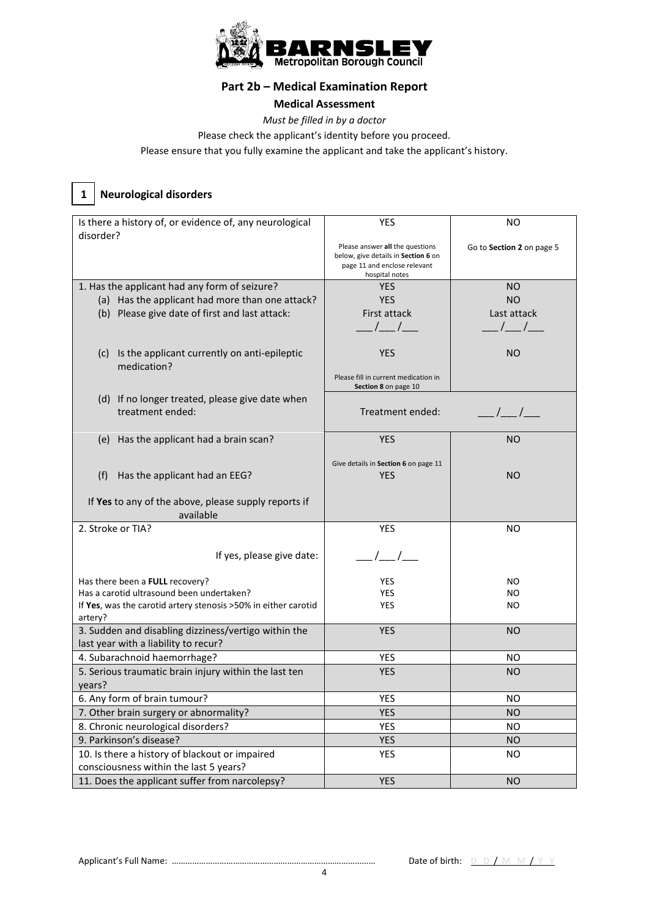BARNSLEY Metropolitan Borough Council

## Part 2b – Medical Examination Report

### Medical Assessment

*Must be filled in by a doctor*

Please check the applicant's identity before you proceed.

Please ensure that you fully examine the applicant and take the applicant's history.

### 1 Neurological disorders

| Is there a history of, or evidence of, any neurological disorder? | YES<br>Please answer **all** the questions below, give details in **Section 6** on page 11 and enclose relevant hospital notes | NO<br>Go to **Section 2** on page 5 |
|---|---|---|
| 1. Has the applicant had any form of seizure? | YES | NO |
| (a) Has the applicant had more than one attack? | YES | NO |
| (b) Please give date of first and last attack: | First attack<br>___/___/___ | Last attack<br>___/___/___ |
| (c) Is the applicant currently on anti-epileptic medication? | YES<br>Please fill in current medication in **Section 8** on page 10 | NO |
| (d) If no longer treated, please give date when treatment ended: | Treatment ended: | ___/___/___ |
| (e) Has the applicant had a brain scan? | YES<br>Give details in **Section 6** on page 11 | NO |
| (f) Has the applicant had an EEG? | YES | NO |
| If **Yes** to any of the above, please supply reports if available | | |
| 2. Stroke or TIA?<br>If yes, please give date: | YES<br>___/___/___ | NO |
| Has there been a **FULL** recovery? | YES | NO |
| Has a carotid ultrasound been undertaken? | YES | NO |
| If **Yes**, was the carotid artery stenosis >50% in either carotid artery? | YES | NO |
| 3. Sudden and disabling dizziness/vertigo within the last year with a liability to recur? | YES | NO |
| 4. Subarachnoid haemorrhage? | YES | NO |
| 5. Serious traumatic brain injury within the last ten years? | YES | NO |
| 6. Any form of brain tumour? | YES | NO |
| 7. Other brain surgery or abnormality? | YES | NO |
| 8. Chronic neurological disorders? | YES | NO |
| 9. Parkinson's disease? | YES | NO |
| 10. Is there a history of blackout or impaired consciousness within the last 5 years? | YES | NO |
| 11. Does the applicant suffer from narcolepsy? | YES | NO |

Applicant's Full Name: ……………………………………………………………………………… Date of birth: D D / M M / Y Y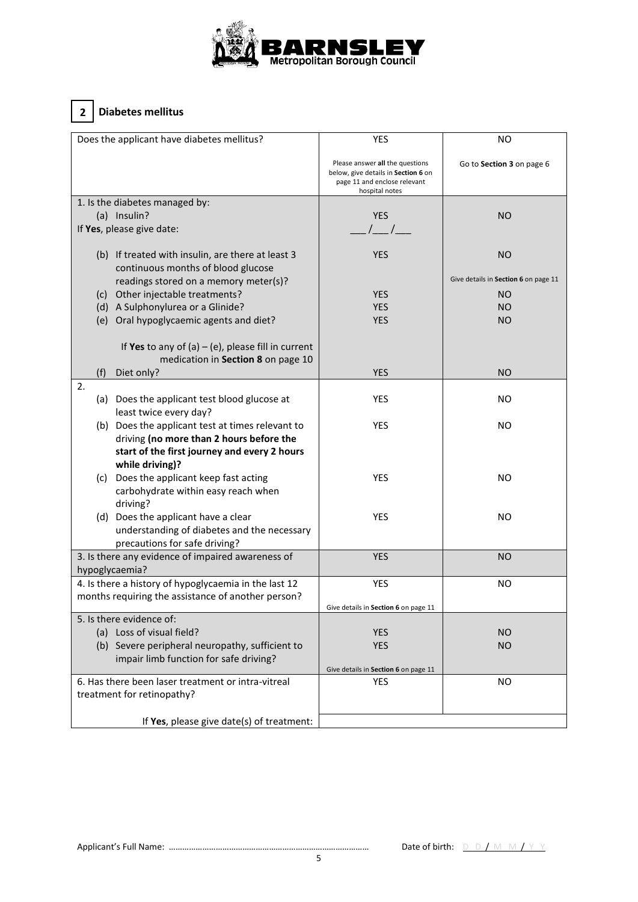## 2 Diabetes mellitus

| Does the applicant have diabetes mellitus? | YES | NO |
|---|---|---|
| | Please answer **all** the questions below, give details in **Section 6** on page 11 and enclose relevant hospital notes | Go to **Section 3** on page 6 |
| 1. Is the diabetes managed by: | | |
| (a) Insulin? | YES | NO |
| If **Yes**, please give date: | \_\_\_/\_\_\_/\_\_\_ | |
| (b) If treated with insulin, are there at least 3 continuous months of blood glucose readings stored on a memory meter(s)? | YES | NO<br>Give details in **Section 6** on page 11 |
| (c) Other injectable treatments? | YES | NO |
| (d) A Sulphonylurea or a Glinide? | YES | NO |
| (e) Oral hypoglycaemic agents and diet? | YES | NO |
| If **Yes** to any of (a) – (e), please fill in current medication in **Section 8** on page 10 | | |
| (f) Diet only? | YES | NO |
| 2. | | |
| (a) Does the applicant test blood glucose at least twice every day? | YES | NO |
| (b) Does the applicant test at times relevant to driving **(no more than 2 hours before the start of the first journey and every 2 hours while driving)?** | YES | NO |
| (c) Does the applicant keep fast acting carbohydrate within easy reach when driving? | YES | NO |
| (d) Does the applicant have a clear understanding of diabetes and the necessary precautions for safe driving? | YES | NO |
| 3. Is there any evidence of impaired awareness of hypoglycaemia? | YES | NO |
| 4. Is there a history of hypoglycaemia in the last 12 months requiring the assistance of another person? | YES<br>Give details in **Section 6** on page 11 | NO |
| 5. Is there evidence of: | | |
| (a) Loss of visual field? | YES | NO |
| (b) Severe peripheral neuropathy, sufficient to impair limb function for safe driving? | YES<br>Give details in **Section 6** on page 11 | NO |
| 6. Has there been laser treatment or intra-vitreal treatment for retinopathy? | YES | NO |
| If **Yes**, please give date(s) of treatment: | | |

Applicant's Full Name: ………………………………………………………………………………… Date of birth: D D / M M / Y Y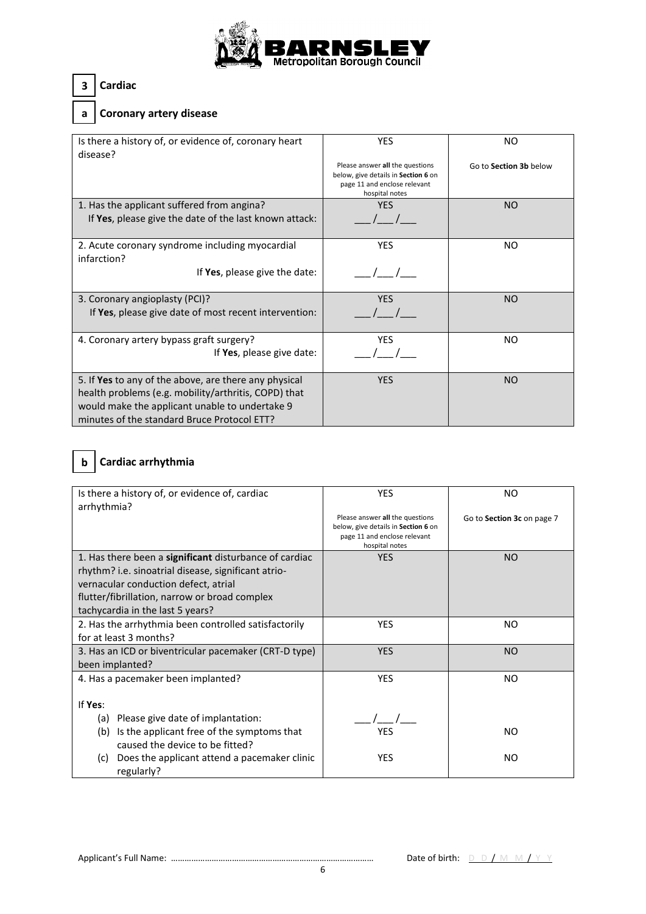## 3 Cardiac

### a Coronary artery disease

| Is there a history of, or evidence of, coronary heart disease? | YES<br>Please answer **all** the questions below, give details in **Section 6** on page 11 and enclose relevant hospital notes | NO<br>Go to **Section 3b** below |
|---|---|---|
| 1. Has the applicant suffered from angina?<br>If **Yes**, please give the date of the last known attack: | YES<br>\_\_\_/\_\_\_/\_\_\_ | NO |
| 2. Acute coronary syndrome including myocardial infarction?<br>If **Yes**, please give the date: | YES<br>\_\_\_/\_\_\_/\_\_\_ | NO |
| 3. Coronary angioplasty (PCI)?<br>If **Yes**, please give date of most recent intervention: | YES<br>\_\_\_/\_\_\_/\_\_\_ | NO |
| 4. Coronary artery bypass graft surgery?<br>If **Yes**, please give date: | YES<br>\_\_\_/\_\_\_/\_\_\_ | NO |
| 5. If **Yes** to any of the above, are there any physical health problems (e.g. mobility/arthritis, COPD) that would make the applicant unable to undertake 9 minutes of the standard Bruce Protocol ETT? | YES | NO |

### b Cardiac arrhythmia

| Is there a history of, or evidence of, cardiac arrhythmia? | YES<br>Please answer **all** the questions below, give details in **Section 6** on page 11 and enclose relevant hospital notes | NO<br>Go to **Section 3c** on page 7 |
|---|---|---|
| 1. Has there been a **significant** disturbance of cardiac rhythm? i.e. sinoatrial disease, significant atrio-vernacular conduction defect, atrial flutter/fibrillation, narrow or broad complex tachycardia in the last 5 years? | YES | NO |
| 2. Has the arrhythmia been controlled satisfactorily for at least 3 months? | YES | NO |
| 3. Has an ICD or biventricular pacemaker (CRT-D type) been implanted? | YES | NO |
| 4. Has a pacemaker been implanted? | YES | NO |
| If **Yes**:<br>(a) Please give date of implantation: | \_\_\_/\_\_\_/\_\_\_ | |
| (b) Is the applicant free of the symptoms that caused the device to be fitted? | YES | NO |
| (c) Does the applicant attend a pacemaker clinic regularly? | YES | NO |

Applicant's Full Name: ……………………………………………………………………………… Date of birth: D D / M M / Y Y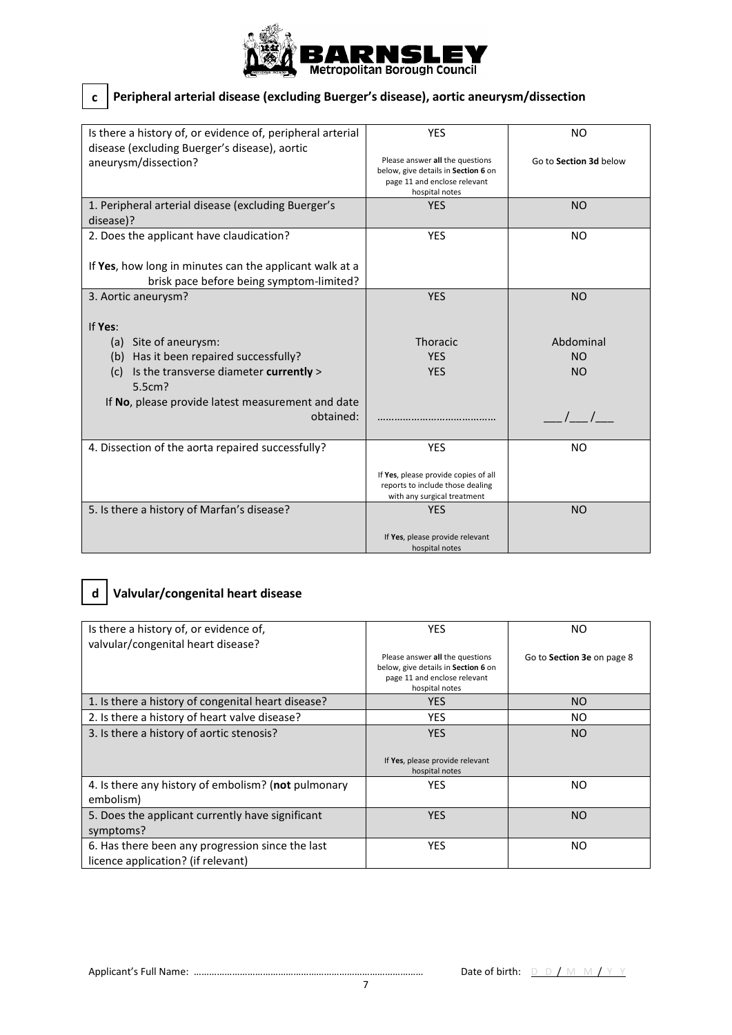## c Peripheral arterial disease (excluding Buerger's disease), aortic aneurysm/dissection

| | | |
|---|---|---|
| Is there a history of, or evidence of, peripheral arterial disease (excluding Buerger's disease), aortic aneurysm/dissection? | YES<br><br>Please answer **all** the questions below, give details in **Section 6** on page 11 and enclose relevant hospital notes | NO<br><br>Go to **Section 3d** below |
| 1. Peripheral arterial disease (excluding Buerger's disease)? | YES | NO |
| 2. Does the applicant have claudication?<br><br>If **Yes**, how long in minutes can the applicant walk at a brisk pace before being symptom-limited? | YES | NO |
| 3. Aortic aneurysm?<br><br>If **Yes**:<br>(a) Site of aneurysm:<br>(b) Has it been repaired successfully?<br>(c) Is the transverse diameter **currently** > 5.5cm?<br>If **No**, please provide latest measurement and date obtained: | YES<br><br><br>Thoracic<br>YES<br>YES<br><br>………………………………… | NO<br><br><br>Abdominal<br>NO<br>NO<br><br>___/___/___ |
| 4. Dissection of the aorta repaired successfully? | YES<br><br>If **Yes**, please provide copies of all reports to include those dealing with any surgical treatment | NO |
| 5. Is there a history of Marfan's disease? | YES<br><br>If **Yes**, please provide relevant hospital notes | NO |

## d Valvular/congenital heart disease

| | | |
|---|---|---|
| Is there a history of, or evidence of, valvular/congenital heart disease? | YES<br><br>Please answer **all** the questions below, give details in **Section 6** on page 11 and enclose relevant hospital notes | NO<br><br>Go to **Section 3e** on page 8 |
| 1. Is there a history of congenital heart disease? | YES | NO |
| 2. Is there a history of heart valve disease? | YES | NO |
| 3. Is there a history of aortic stenosis? | YES<br><br>If **Yes**, please provide relevant hospital notes | NO |
| 4. Is there any history of embolism? (**not** pulmonary embolism) | YES | NO |
| 5. Does the applicant currently have significant symptoms? | YES | NO |
| 6. Has there been any progression since the last licence application? (if relevant) | YES | NO |

Applicant's Full Name: ……………………………………………………………………………… Date of birth: D D / M M / Y Y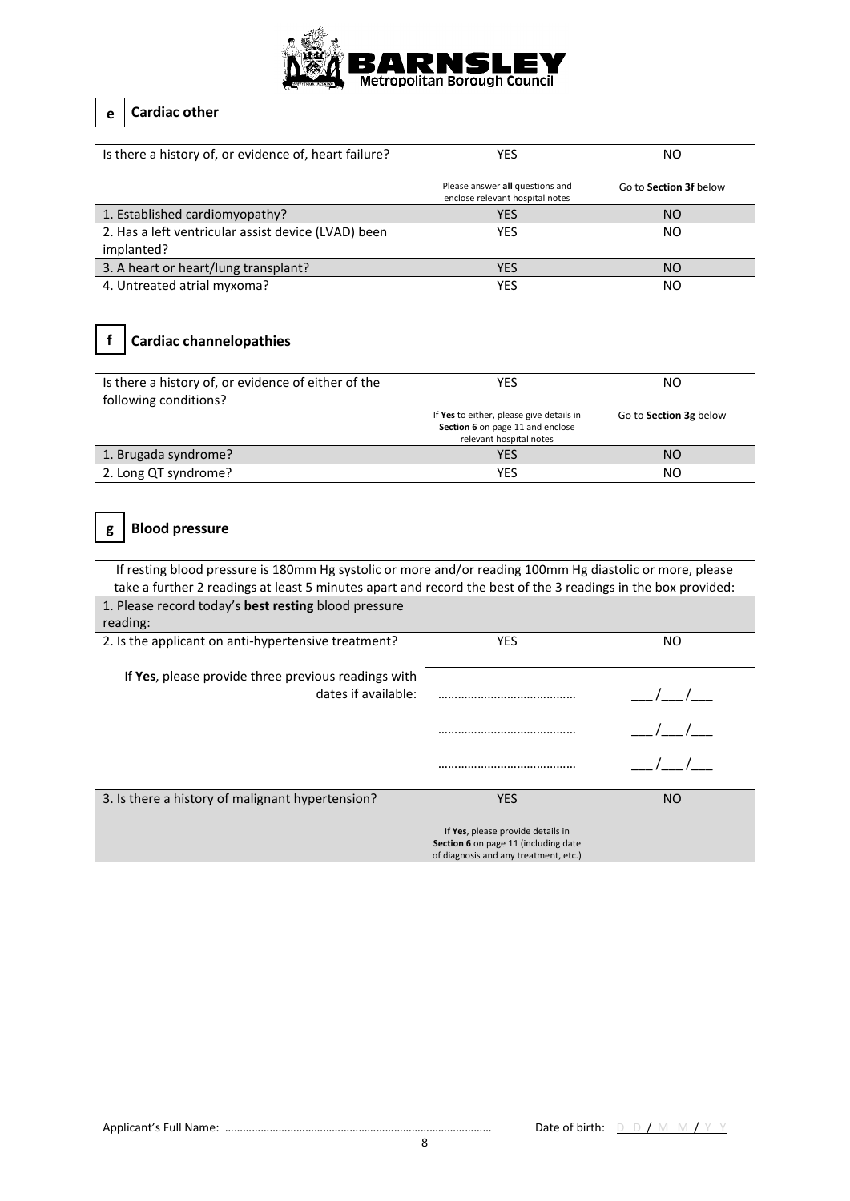## e Cardiac other

| Is there a history of, or evidence of, heart failure? | YES<br>Please answer **all** questions and enclose relevant hospital notes | NO<br>Go to **Section 3f** below |
|---|---|---|
| 1. Established cardiomyopathy? | YES | NO |
| 2. Has a left ventricular assist device (LVAD) been implanted? | YES | NO |
| 3. A heart or heart/lung transplant? | YES | NO |
| 4. Untreated atrial myxoma? | YES | NO |

## f Cardiac channelopathies

| Is there a history of, or evidence of either of the following conditions? | YES<br>If **Yes** to either, please give details in **Section 6** on page 11 and enclose relevant hospital notes | NO<br>Go to **Section 3g** below |
|---|---|---|
| 1. Brugada syndrome? | YES | NO |
| 2. Long QT syndrome? | YES | NO |

## g Blood pressure

| If resting blood pressure is 180mm Hg systolic or more and/or reading 100mm Hg diastolic or more, please take a further 2 readings at least 5 minutes apart and record the best of the 3 readings in the box provided: | | |
|---|---|---|
| 1. Please record today's **best resting** blood pressure reading: | | |
| 2. Is the applicant on anti-hypertensive treatment? | YES | NO |
| If **Yes**, please provide three previous readings with dates if available: | ………………………………… | ___/___/___ |
| | ………………………………… | ___/___/___ |
| | ………………………………… | ___/___/___ |
| 3. Is there a history of malignant hypertension? | YES<br>If **Yes**, please provide details in **Section 6** on page 11 (including date of diagnosis and any treatment, etc.) | NO |

Applicant's Full Name: ……………………………………………………………………………… Date of birth: D D / M M / Y Y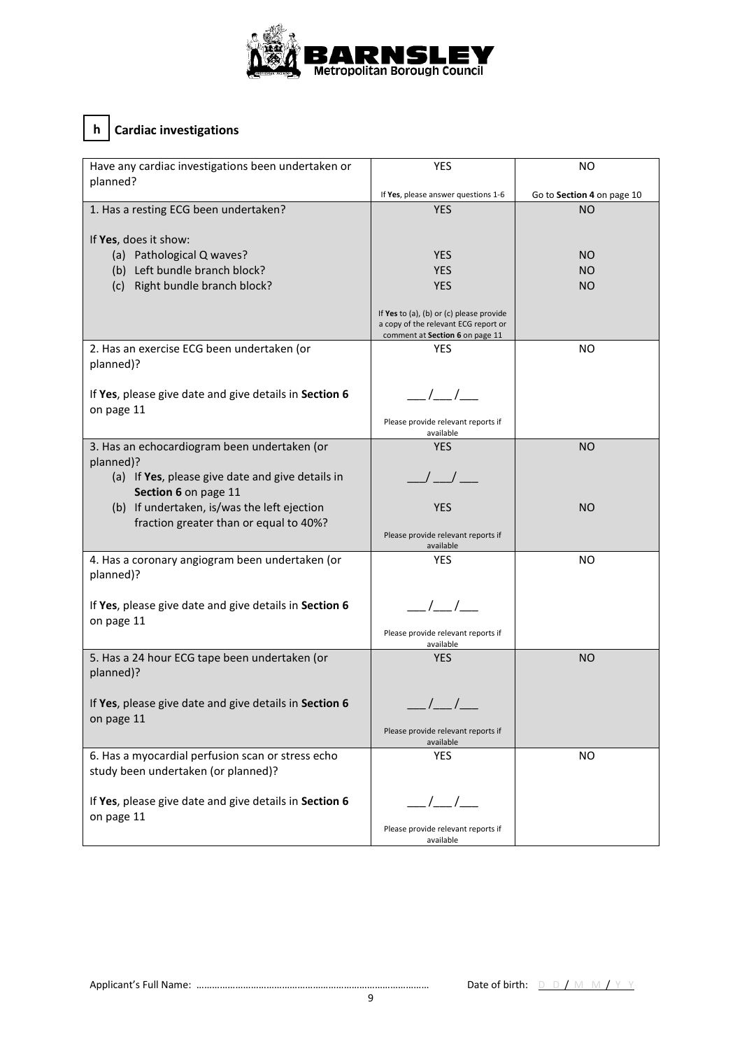## h Cardiac investigations

| Have any cardiac investigations been undertaken or planned? | YES<br>If **Yes**, please answer questions 1-6 | NO<br>Go to **Section 4** on page 10 |
|---|---|---|
| 1. Has a resting ECG been undertaken?<br><br>If **Yes**, does it show:<br>(a) Pathological Q waves?<br>(b) Left bundle branch block?<br>(c) Right bundle branch block? | YES<br><br><br>YES<br>YES<br>YES<br><br>If **Yes** to (a), (b) or (c) please provide a copy of the relevant ECG report or comment at **Section 6** on page 11 | NO<br><br><br>NO<br>NO<br>NO |
| 2. Has an exercise ECG been undertaken (or planned)?<br><br>If **Yes**, please give date and give details in **Section 6** on page 11 | YES<br><br>\_\_\_/\_\_\_/\_\_\_<br><br>Please provide relevant reports if available | NO |
| 3. Has an echocardiogram been undertaken (or planned)?<br>(a) If **Yes**, please give date and give details in **Section 6** on page 11<br>(b) If undertaken, is/was the left ejection fraction greater than or equal to 40%? | YES<br><br>\_\_\_/\_\_\_/\_\_\_<br><br>YES<br><br>Please provide relevant reports if available | NO<br><br><br><br>NO |
| 4. Has a coronary angiogram been undertaken (or planned)?<br><br>If **Yes**, please give date and give details in **Section 6** on page 11 | YES<br><br>\_\_\_/\_\_\_/\_\_\_<br><br>Please provide relevant reports if available | NO |
| 5. Has a 24 hour ECG tape been undertaken (or planned)?<br><br>If **Yes**, please give date and give details in **Section 6** on page 11 | YES<br><br>\_\_\_/\_\_\_/\_\_\_<br><br>Please provide relevant reports if available | NO |
| 6. Has a myocardial perfusion scan or stress echo study been undertaken (or planned)?<br><br>If **Yes**, please give date and give details in **Section 6** on page 11 | YES<br><br>\_\_\_/\_\_\_/\_\_\_<br><br>Please provide relevant reports if available | NO |

Applicant's Full Name: ………………………………………………………………………………  Date of birth: D D / M M / Y Y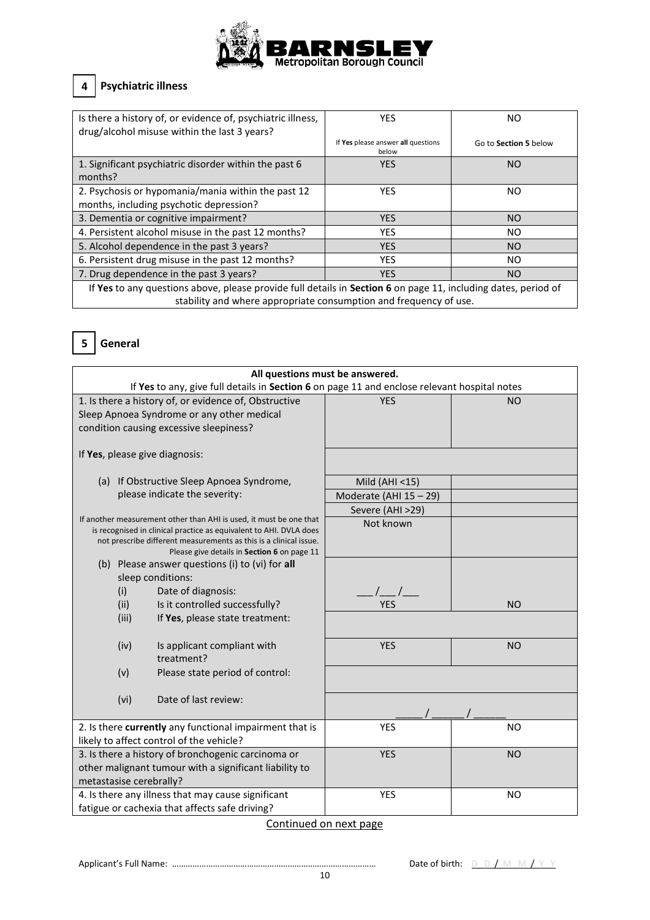## 4 Psychiatric illness

| Is there a history of, or evidence of, psychiatric illness, drug/alcohol misuse within the last 3 years? | YES<br>If **Yes** please answer **all** questions below | NO<br>Go to **Section 5** below |
|---|---|---|
| 1. Significant psychiatric disorder within the past 6 months? | YES | NO |
| 2. Psychosis or hypomania/mania within the past 12 months, including psychotic depression? | YES | NO |
| 3. Dementia or cognitive impairment? | YES | NO |
| 4. Persistent alcohol misuse in the past 12 months? | YES | NO |
| 5. Alcohol dependence in the past 3 years? | YES | NO |
| 6. Persistent drug misuse in the past 12 months? | YES | NO |
| 7. Drug dependence in the past 3 years? | YES | NO |
| If **Yes** to any questions above, please provide full details in **Section 6** on page 11, including dates, period of stability and where appropriate consumption and frequency of use. | | |

## 5 General

**All questions must be answered.**

If **Yes** to any, give full details in **Section 6** on page 11 and enclose relevant hospital notes

| Question | | |
|---|---|---|
| 1. Is there a history of, or evidence of, Obstructive Sleep Apnoea Syndrome or any other medical condition causing excessive sleepiness? | YES | NO |
| If **Yes**, please give diagnosis: | | |
| (a) If Obstructive Sleep Apnoea Syndrome, please indicate the severity: | Mild (AHI <15) | |
| | Moderate (AHI 15 – 29) | |
| | Severe (AHI >29) | |
| If another measurement other than AHI is used, it must be one that is recognised in clinical practice as equivalent to AHI. DVLA does not prescribe different measurements as this is a clinical issue. Please give details in **Section 6** on page 11 | Not known | |
| (b) Please answer questions (i) to (vi) for **all** sleep conditions: | | |
| (i) Date of diagnosis: | ___/___/___ | |
| (ii) Is it controlled successfully? | YES | NO |
| (iii) If **Yes**, please state treatment: | | |
| (iv) Is applicant compliant with treatment? | YES | NO |
| (v) Please state period of control: | | |
| (vi) Date of last review: | _____ / _____ / _____ | |
| 2. Is there **currently** any functional impairment that is likely to affect control of the vehicle? | YES | NO |
| 3. Is there a history of bronchogenic carcinoma or other malignant tumour with a significant liability to metastasise cerebrally? | YES | NO |
| 4. Is there any illness that may cause significant fatigue or cachexia that affects safe driving? | YES | NO |

Continued on next page

Applicant's Full Name: ……………………………………………………………………………… Date of birth: D D / M M / Y Y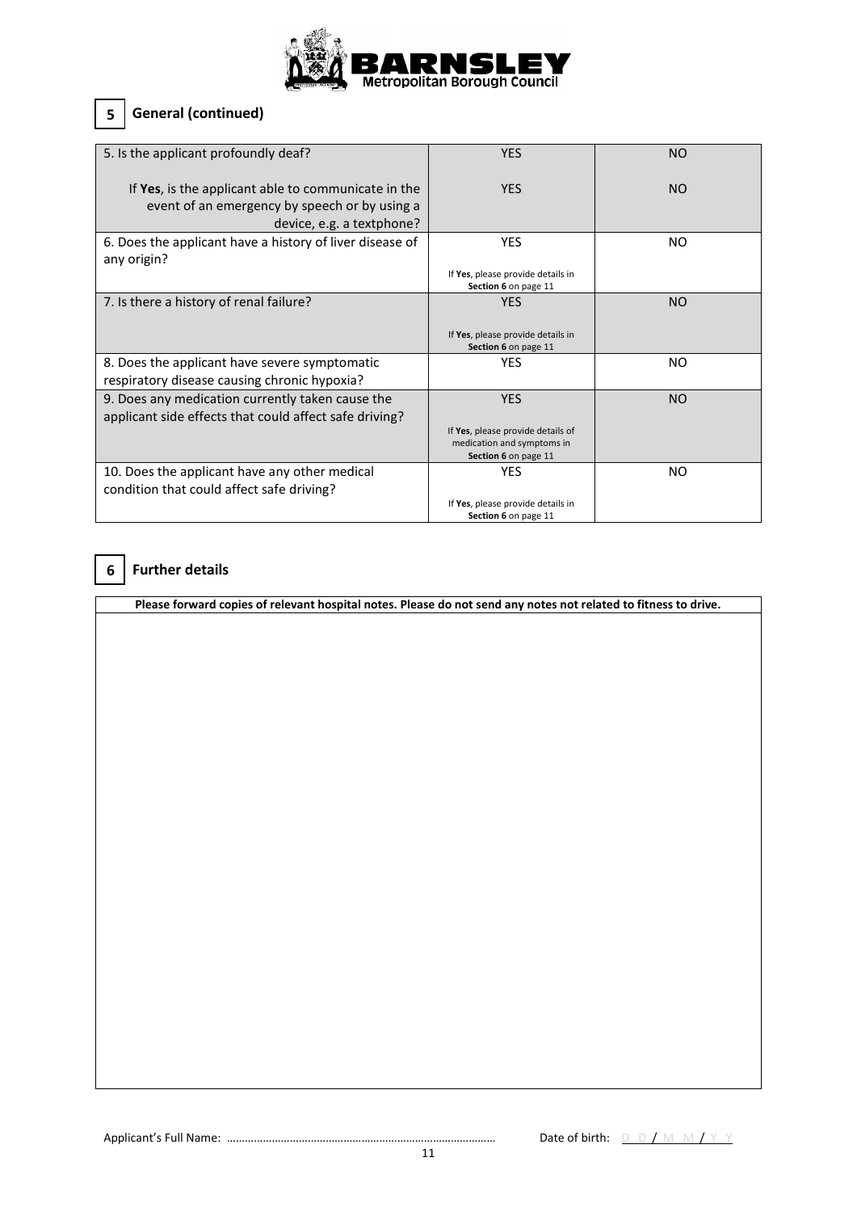## 5 General (continued)

| | | |
|---|---|---|
| 5. Is the applicant profoundly deaf?<br><br>If **Yes**, is the applicant able to communicate in the event of an emergency by speech or by using a device, e.g. a textphone? | YES<br><br>YES | NO<br><br>NO |
| 6. Does the applicant have a history of liver disease of any origin? | YES<br><br>If **Yes**, please provide details in **Section 6** on page 11 | NO |
| 7. Is there a history of renal failure? | YES<br><br>If **Yes**, please provide details in **Section 6** on page 11 | NO |
| 8. Does the applicant have severe symptomatic respiratory disease causing chronic hypoxia? | YES | NO |
| 9. Does any medication currently taken cause the applicant side effects that could affect safe driving? | YES<br><br>If **Yes**, please provide details of medication and symptoms in **Section 6** on page 11 | NO |
| 10. Does the applicant have any other medical condition that could affect safe driving? | YES<br><br>If **Yes**, please provide details in **Section 6** on page 11 | NO |

## 6 Further details

| **Please forward copies of relevant hospital notes. Please do not send any notes not related to fitness to drive.** |
|---|
| |

Applicant's Full Name: ……………………………………………………………………………… Date of birth: D D / M M / Y Y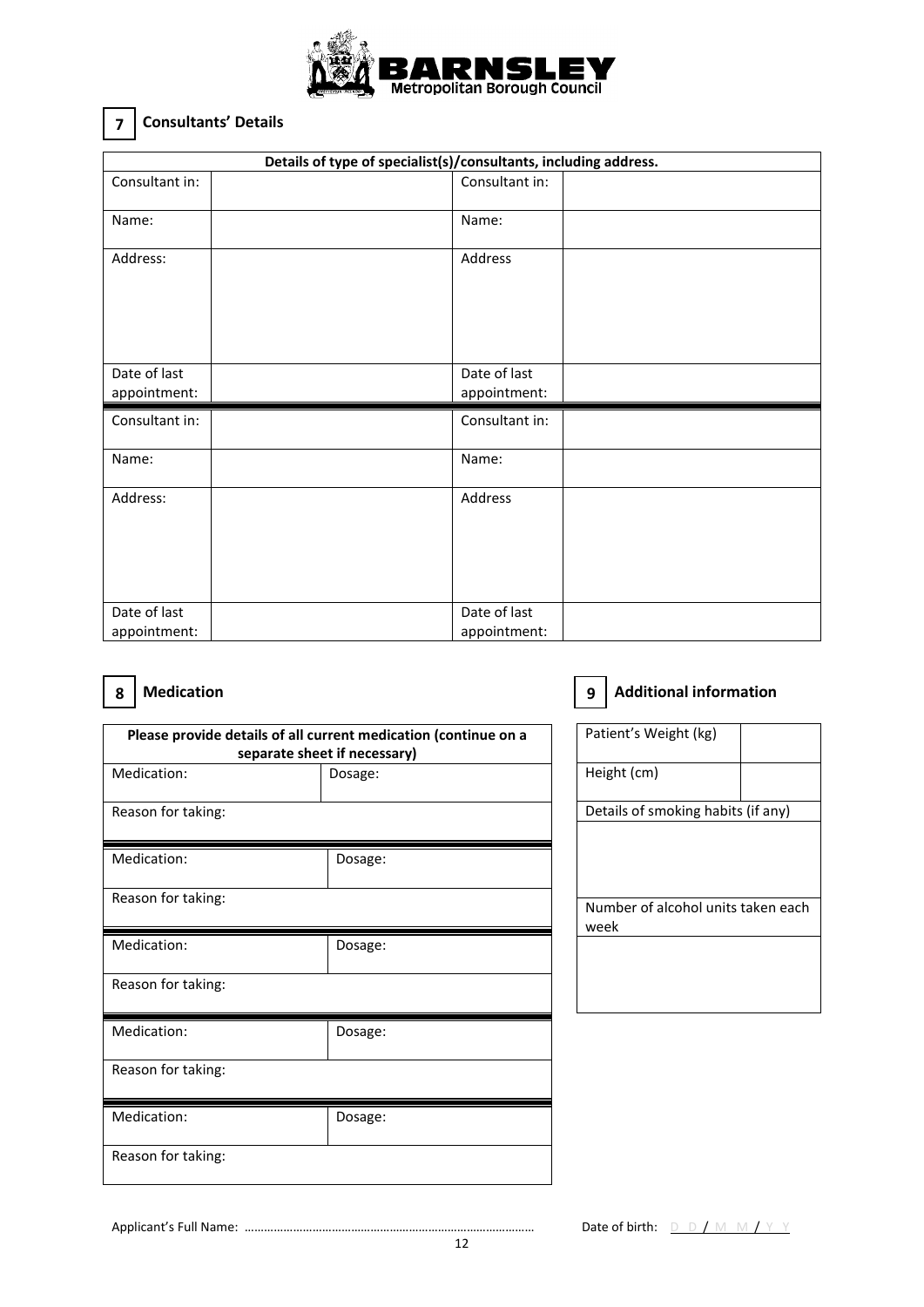## 7 Consultants' Details

| Details of type of specialist(s)/consultants, including address. | | | |
|---|---|---|---|
| Consultant in: | | Consultant in: | |
| Name: | | Name: | |
| Address: | | Address | |
| Date of last appointment: | | Date of last appointment: | |
| Consultant in: | | Consultant in: | |
| Name: | | Name: | |
| Address: | | Address | |
| Date of last appointment: | | Date of last appointment: | |

## 8 Medication

| Please provide details of all current medication (continue on a separate sheet if necessary) | |
|---|---|
| Medication: | Dosage: |
| Reason for taking: | |
| Medication: | Dosage: |
| Reason for taking: | |
| Medication: | Dosage: |
| Reason for taking: | |
| Medication: | Dosage: |
| Reason for taking: | |
| Medication: | Dosage: |
| Reason for taking: | |

## 9 Additional information

| Patient's Weight (kg) | |
|---|---|
| Height (cm) | |
| Details of smoking habits (if any) | |
| | |
| Number of alcohol units taken each week | |
| | |

Applicant's Full Name: ……………………………………………………………………………… Date of birth: D D / M M / Y Y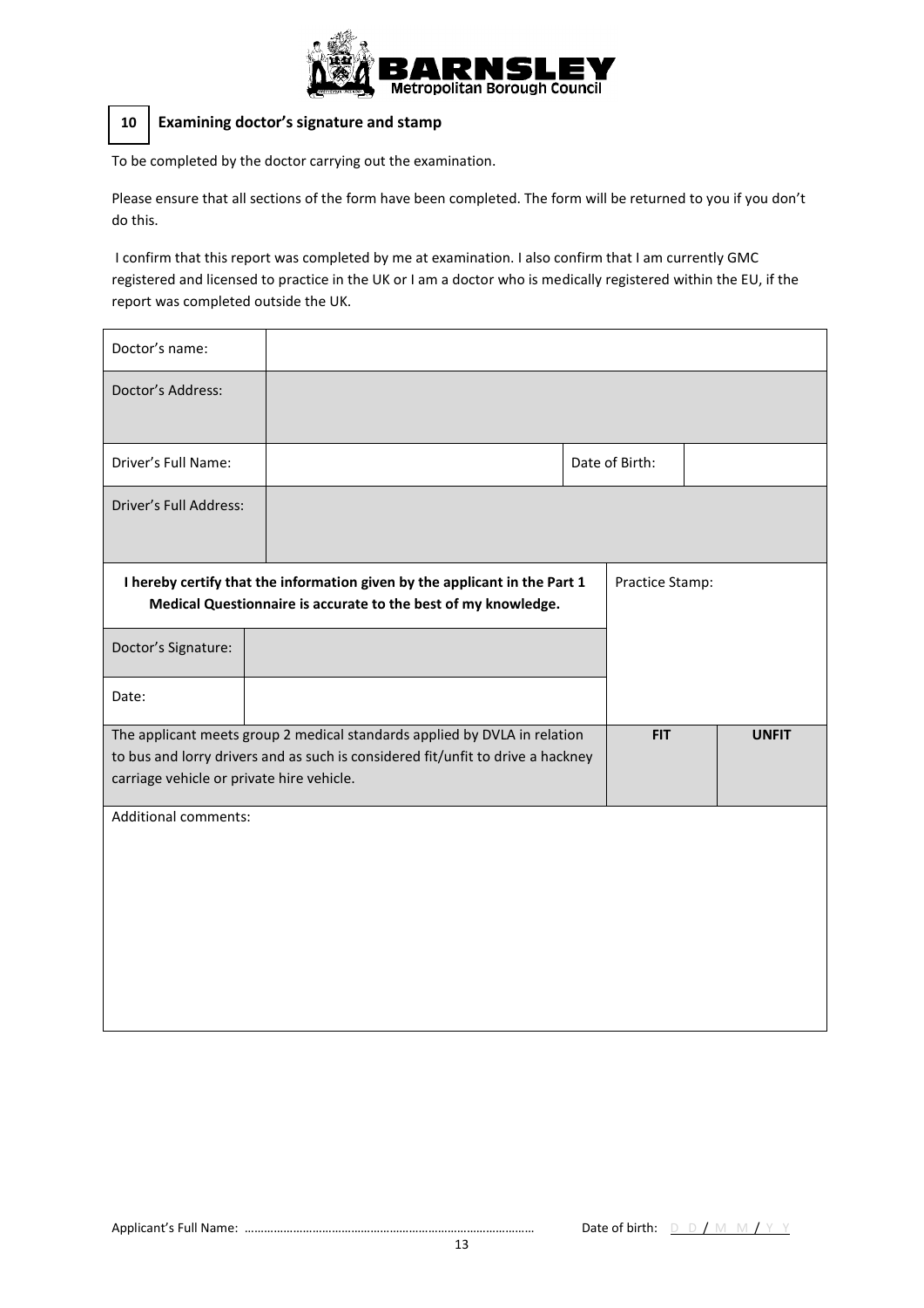## 10 Examining doctor's signature and stamp

To be completed by the doctor carrying out the examination.

Please ensure that all sections of the form have been completed. The form will be returned to you if you don't do this.

I confirm that this report was completed by me at examination. I also confirm that I am currently GMC registered and licensed to practice in the UK or I am a doctor who is medically registered within the EU, if the report was completed outside the UK.

| | | | |
|---|---|---|---|
| Doctor's name: | | | |
| Doctor's Address: | | | |
| Driver's Full Name: | | Date of Birth: | |
| Driver's Full Address: | | | |

| | | | |
|---|---|---|---|
| **I hereby certify that the information given by the applicant in the Part 1 Medical Questionnaire is accurate to the best of my knowledge.** | | Practice Stamp: | |
| Doctor's Signature: | | | |
| Date: | | | |
| The applicant meets group 2 medical standards applied by DVLA in relation to bus and lorry drivers and as such is considered fit/unfit to drive a hackney carriage vehicle or private hire vehicle. | | **FIT** | **UNFIT** |

Additional comments:

Applicant's Full Name: ………………………………………………………………………………… Date of birth: D D / M M / Y Y